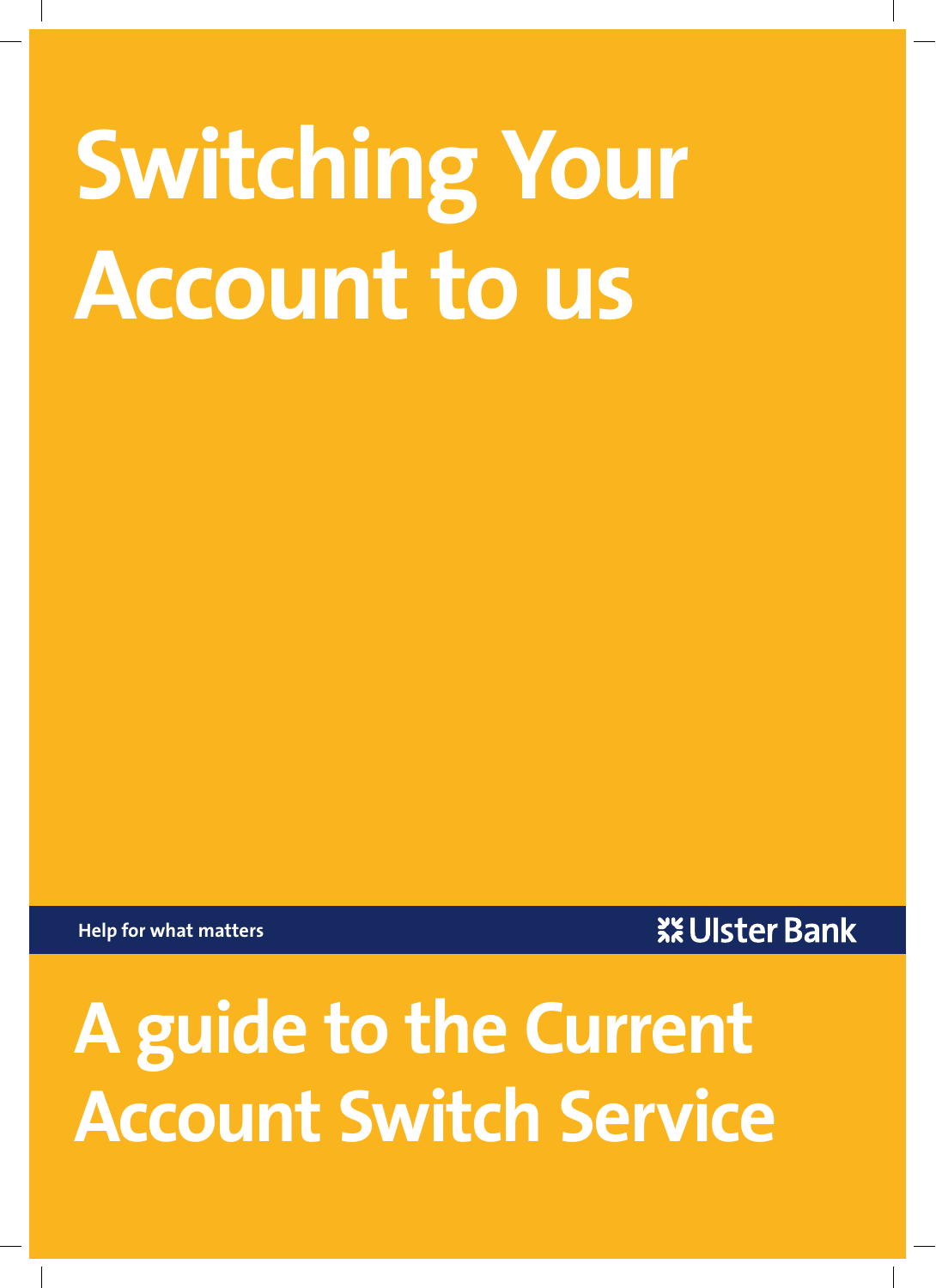# Switching Your Account to us

Help for what matters

Ulster Bank

## A guide to the Current Account Switch Service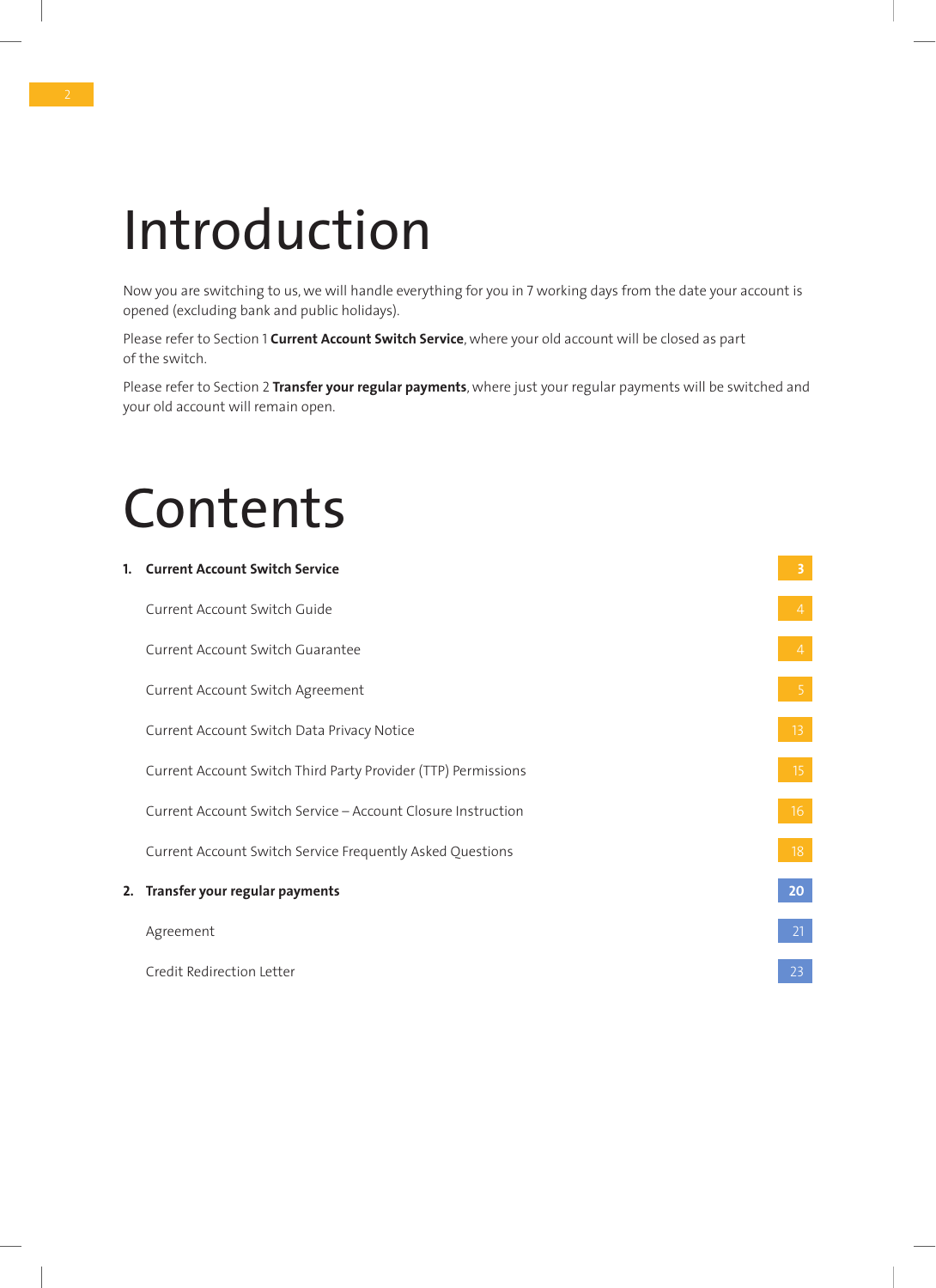# Introduction

Now you are switching to us, we will handle everything for you in 7 working days from the date your account is opened (excluding bank and public holidays).

Please refer to Section 1 **Current Account Switch Service**, where your old account will be closed as part of the switch.

Please refer to Section 2 **Transfer your regular payments**, where just your regular payments will be switched and your old account will remain open.

# Contents

| | |
|---|---|
| **1. Current Account Switch Service** | **3** |
| Current Account Switch Guide | 4 |
| Current Account Switch Guarantee | 4 |
| Current Account Switch Agreement | 5 |
| Current Account Switch Data Privacy Notice | 13 |
| Current Account Switch Third Party Provider (TTP) Permissions | 15 |
| Current Account Switch Service – Account Closure Instruction | 16 |
| Current Account Switch Service Frequently Asked Questions | 18 |
| **2. Transfer your regular payments** | **20** |
| Agreement | 21 |
| Credit Redirection Letter | 23 |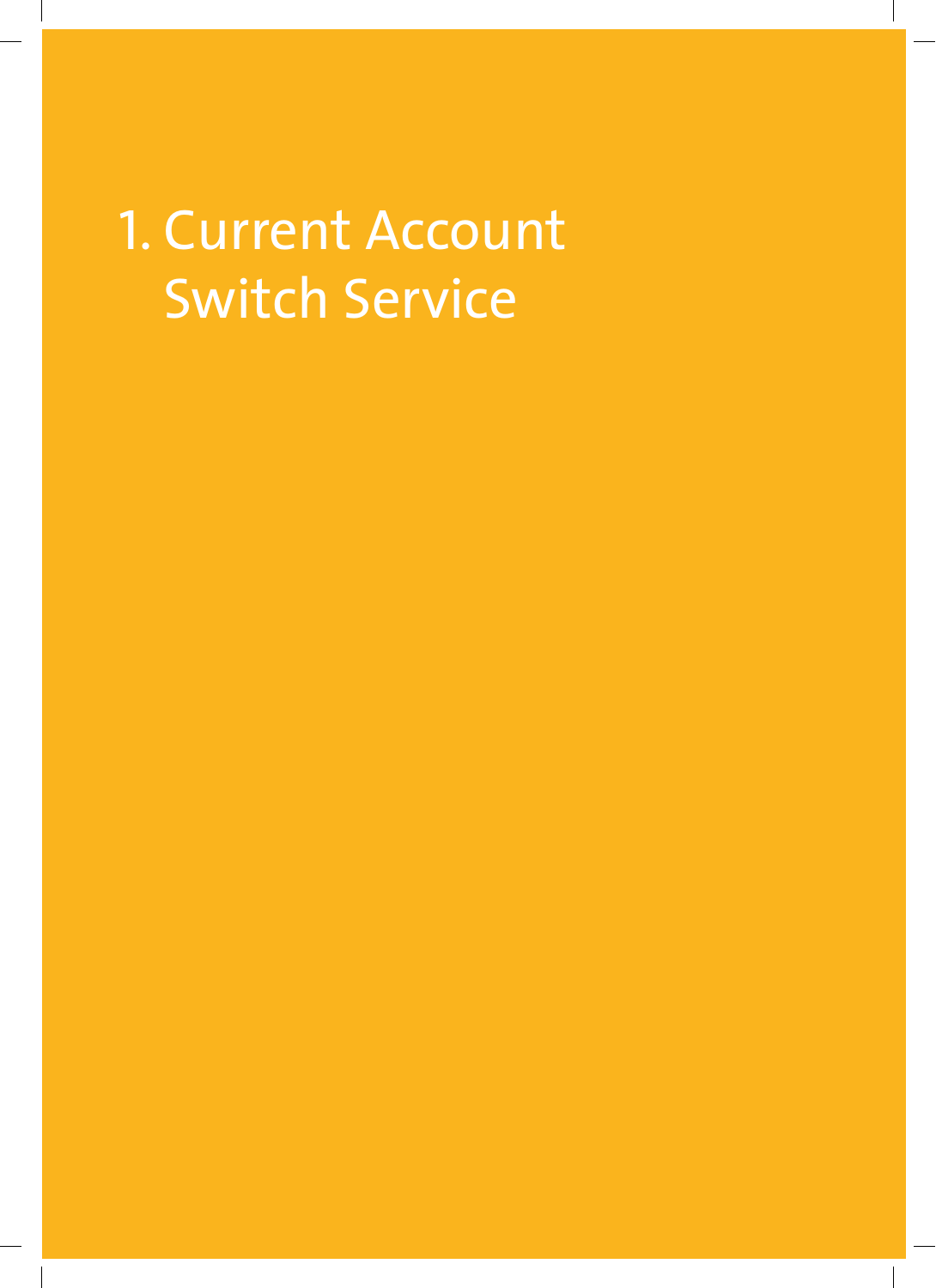# 1. Current Account Switch Service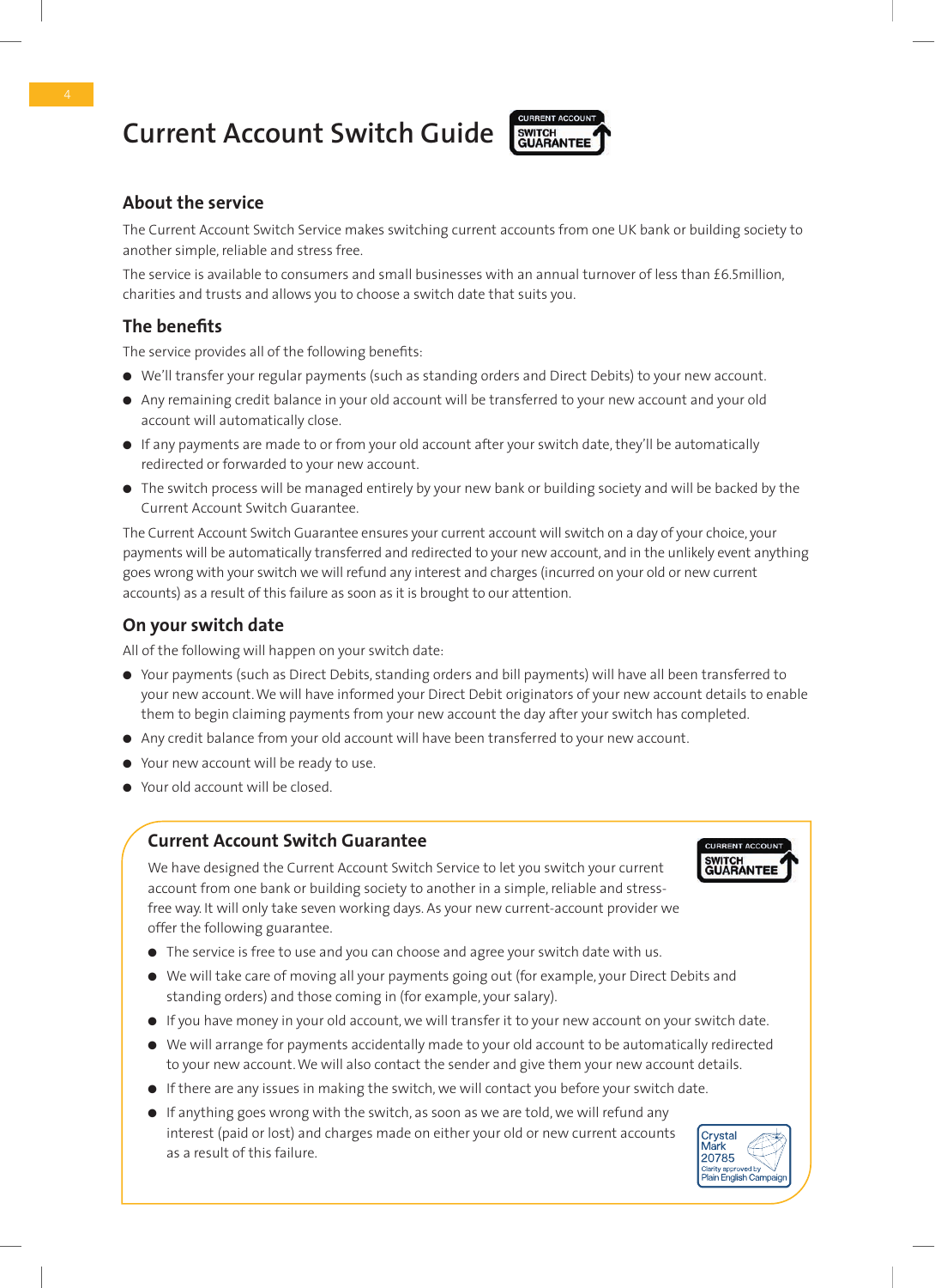# Current Account Switch Guide

## About the service

The Current Account Switch Service makes switching current accounts from one UK bank or building society to another simple, reliable and stress free.

The service is available to consumers and small businesses with an annual turnover of less than £6.5million, charities and trusts and allows you to choose a switch date that suits you.

## The benefits

The service provides all of the following benefits:

- We'll transfer your regular payments (such as standing orders and Direct Debits) to your new account.
- Any remaining credit balance in your old account will be transferred to your new account and your old account will automatically close.
- If any payments are made to or from your old account after your switch date, they'll be automatically redirected or forwarded to your new account.
- The switch process will be managed entirely by your new bank or building society and will be backed by the Current Account Switch Guarantee.

The Current Account Switch Guarantee ensures your current account will switch on a day of your choice, your payments will be automatically transferred and redirected to your new account, and in the unlikely event anything goes wrong with your switch we will refund any interest and charges (incurred on your old or new current accounts) as a result of this failure as soon as it is brought to our attention.

## On your switch date

All of the following will happen on your switch date:

- Your payments (such as Direct Debits, standing orders and bill payments) will have all been transferred to your new account. We will have informed your Direct Debit originators of your new account details to enable them to begin claiming payments from your new account the day after your switch has completed.
- Any credit balance from your old account will have been transferred to your new account.
- Your new account will be ready to use.
- Your old account will be closed.

## Current Account Switch Guarantee

We have designed the Current Account Switch Service to let you switch your current account from one bank or building society to another in a simple, reliable and stress-free way. It will only take seven working days. As your new current-account provider we offer the following guarantee.

- The service is free to use and you can choose and agree your switch date with us.
- We will take care of moving all your payments going out (for example, your Direct Debits and standing orders) and those coming in (for example, your salary).
- If you have money in your old account, we will transfer it to your new account on your switch date.
- We will arrange for payments accidentally made to your old account to be automatically redirected to your new account. We will also contact the sender and give them your new account details.
- If there are any issues in making the switch, we will contact you before your switch date.
- If anything goes wrong with the switch, as soon as we are told, we will refund any interest (paid or lost) and charges made on either your old or new current accounts as a result of this failure.

Crystal Mark 20785 Clarity approved by Plain English Campaign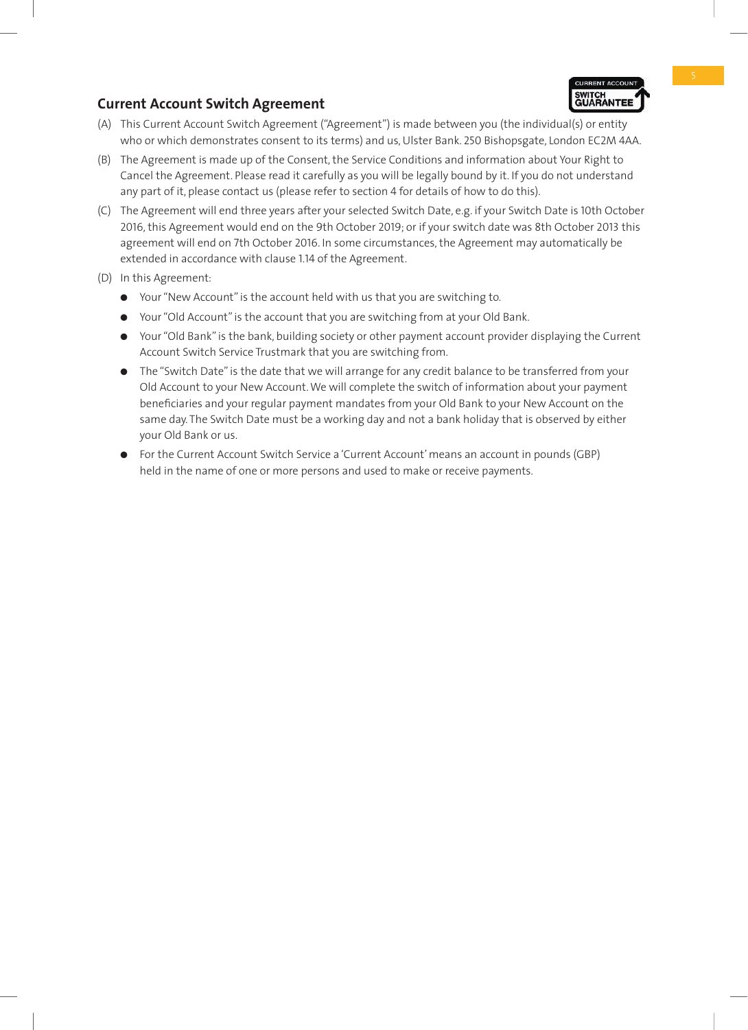## Current Account Switch Agreement

(A) This Current Account Switch Agreement ("Agreement") is made between you (the individual(s) or entity who or which demonstrates consent to its terms) and us, Ulster Bank. 250 Bishopsgate, London EC2M 4AA.

(B) The Agreement is made up of the Consent, the Service Conditions and information about Your Right to Cancel the Agreement. Please read it carefully as you will be legally bound by it. If you do not understand any part of it, please contact us (please refer to section 4 for details of how to do this).

(C) The Agreement will end three years after your selected Switch Date, e.g. if your Switch Date is 10th October 2016, this Agreement would end on the 9th October 2019; or if your switch date was 8th October 2013 this agreement will end on 7th October 2016. In some circumstances, the Agreement may automatically be extended in accordance with clause 1.14 of the Agreement.

(D) In this Agreement:

- Your "New Account" is the account held with us that you are switching to.
- Your "Old Account" is the account that you are switching from at your Old Bank.
- Your "Old Bank" is the bank, building society or other payment account provider displaying the Current Account Switch Service Trustmark that you are switching from.
- The "Switch Date" is the date that we will arrange for any credit balance to be transferred from your Old Account to your New Account. We will complete the switch of information about your payment beneficiaries and your regular payment mandates from your Old Bank to your New Account on the same day. The Switch Date must be a working day and not a bank holiday that is observed by either your Old Bank or us.
- For the Current Account Switch Service a 'Current Account' means an account in pounds (GBP) held in the name of one or more persons and used to make or receive payments.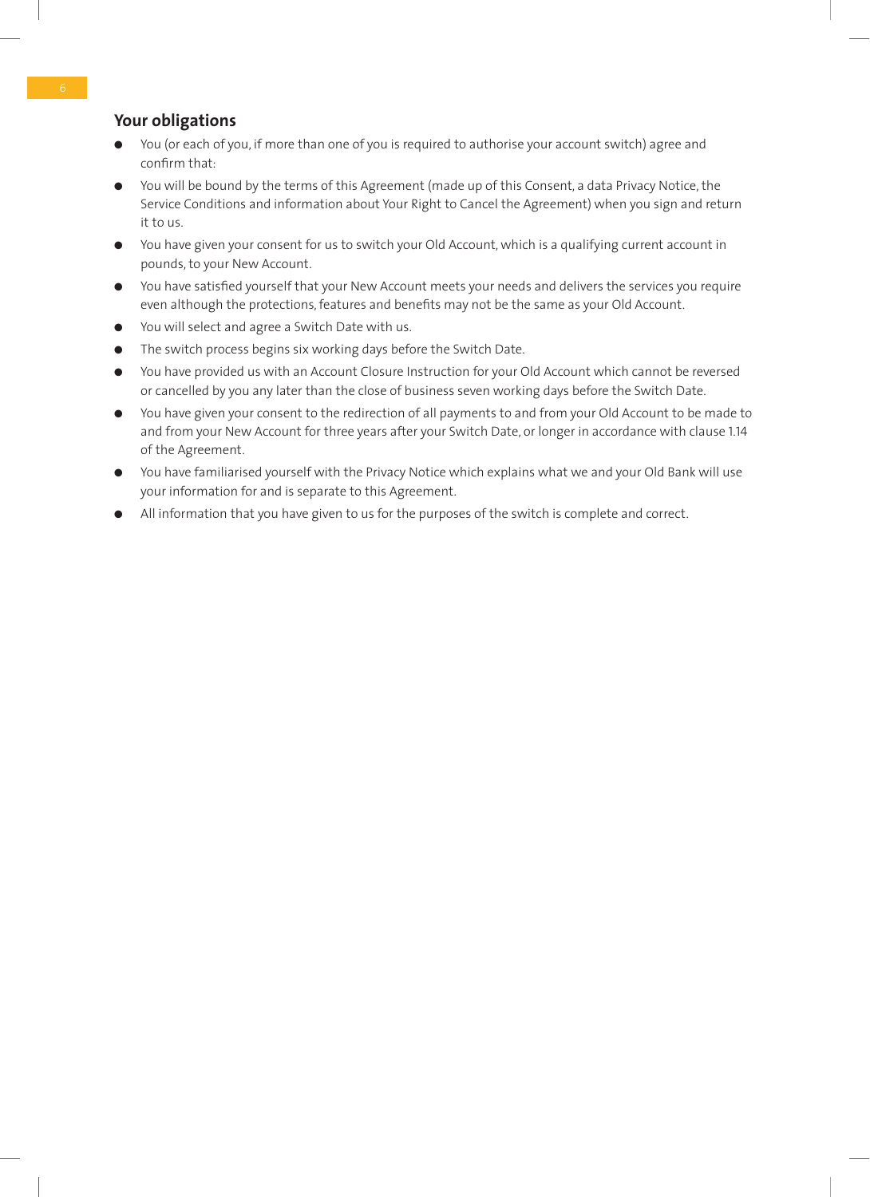## Your obligations

- You (or each of you, if more than one of you is required to authorise your account switch) agree and confirm that:
- You will be bound by the terms of this Agreement (made up of this Consent, a data Privacy Notice, the Service Conditions and information about Your Right to Cancel the Agreement) when you sign and return it to us.
- You have given your consent for us to switch your Old Account, which is a qualifying current account in pounds, to your New Account.
- You have satisfied yourself that your New Account meets your needs and delivers the services you require even although the protections, features and benefits may not be the same as your Old Account.
- You will select and agree a Switch Date with us.
- The switch process begins six working days before the Switch Date.
- You have provided us with an Account Closure Instruction for your Old Account which cannot be reversed or cancelled by you any later than the close of business seven working days before the Switch Date.
- You have given your consent to the redirection of all payments to and from your Old Account to be made to and from your New Account for three years after your Switch Date, or longer in accordance with clause 1.14 of the Agreement.
- You have familiarised yourself with the Privacy Notice which explains what we and your Old Bank will use your information for and is separate to this Agreement.
- All information that you have given to us for the purposes of the switch is complete and correct.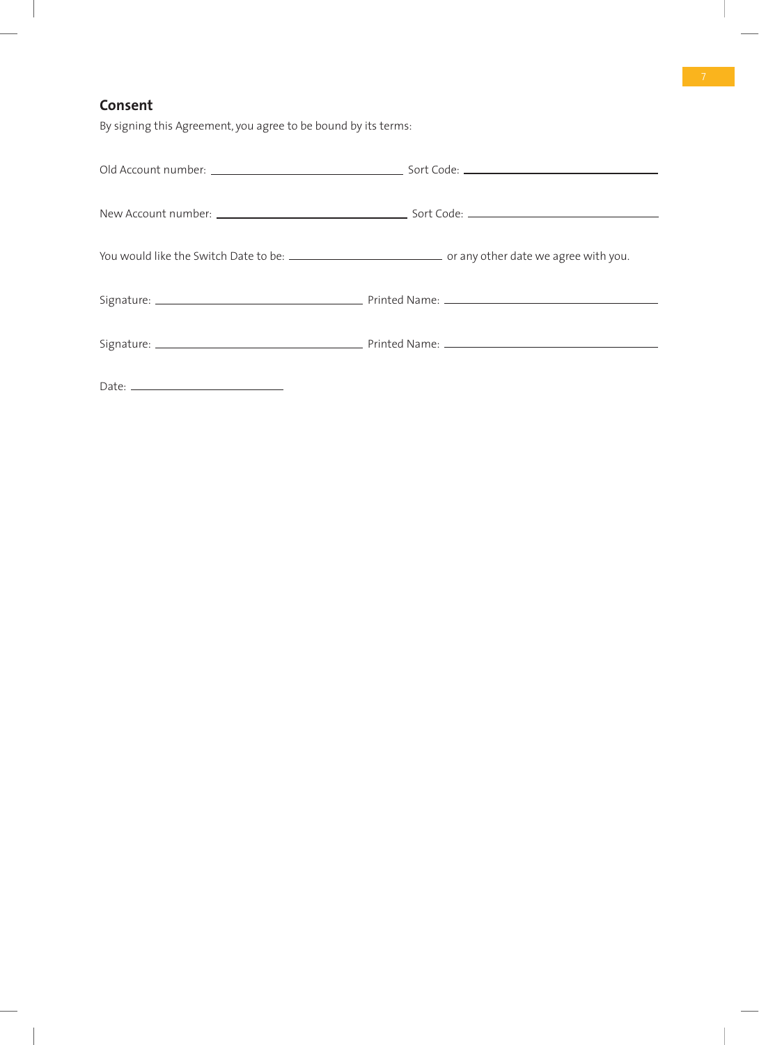## Consent

By signing this Agreement, you agree to be bound by its terms:

Old Account number: ______________________________ Sort Code: ______________________________

New Account number: ______________________________ Sort Code: ______________________________

You would like the Switch Date to be: ________________________ or any other date we agree with you.

Signature: ________________________________ Printed Name: ________________________________

Signature: ________________________________ Printed Name: ________________________________

Date: ________________________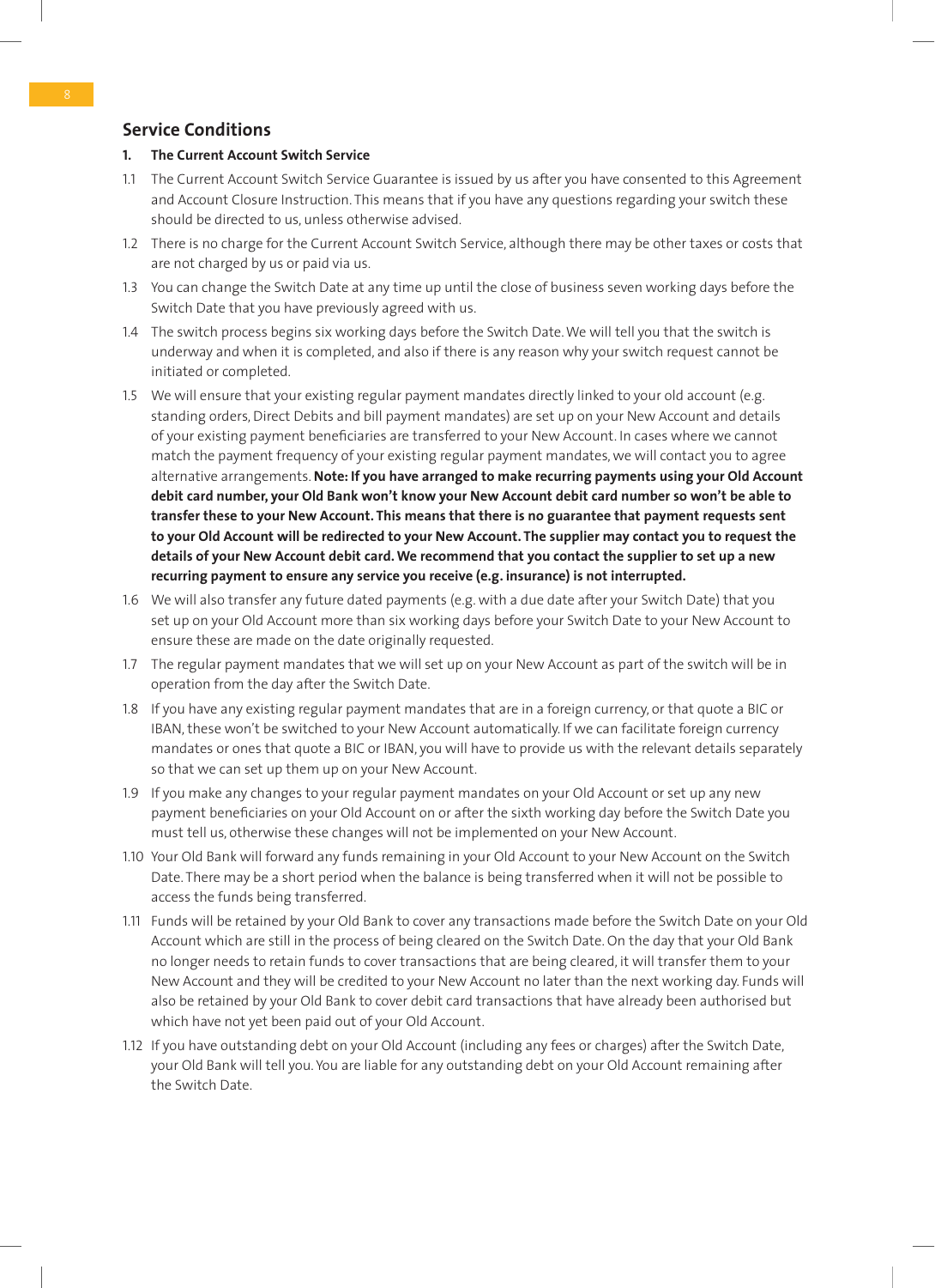## Service Conditions

### 1. The Current Account Switch Service

1.1 The Current Account Switch Service Guarantee is issued by us after you have consented to this Agreement and Account Closure Instruction. This means that if you have any questions regarding your switch these should be directed to us, unless otherwise advised.

1.2 There is no charge for the Current Account Switch Service, although there may be other taxes or costs that are not charged by us or paid via us.

1.3 You can change the Switch Date at any time up until the close of business seven working days before the Switch Date that you have previously agreed with us.

1.4 The switch process begins six working days before the Switch Date. We will tell you that the switch is underway and when it is completed, and also if there is any reason why your switch request cannot be initiated or completed.

1.5 We will ensure that your existing regular payment mandates directly linked to your old account (e.g. standing orders, Direct Debits and bill payment mandates) are set up on your New Account and details of your existing payment beneficiaries are transferred to your New Account. In cases where we cannot match the payment frequency of your existing regular payment mandates, we will contact you to agree alternative arrangements. **Note: If you have arranged to make recurring payments using your Old Account debit card number, your Old Bank won't know your New Account debit card number so won't be able to transfer these to your New Account. This means that there is no guarantee that payment requests sent to your Old Account will be redirected to your New Account. The supplier may contact you to request the details of your New Account debit card. We recommend that you contact the supplier to set up a new recurring payment to ensure any service you receive (e.g. insurance) is not interrupted.**

1.6 We will also transfer any future dated payments (e.g. with a due date after your Switch Date) that you set up on your Old Account more than six working days before your Switch Date to your New Account to ensure these are made on the date originally requested.

1.7 The regular payment mandates that we will set up on your New Account as part of the switch will be in operation from the day after the Switch Date.

1.8 If you have any existing regular payment mandates that are in a foreign currency, or that quote a BIC or IBAN, these won't be switched to your New Account automatically. If we can facilitate foreign currency mandates or ones that quote a BIC or IBAN, you will have to provide us with the relevant details separately so that we can set up them up on your New Account.

1.9 If you make any changes to your regular payment mandates on your Old Account or set up any new payment beneficiaries on your Old Account on or after the sixth working day before the Switch Date you must tell us, otherwise these changes will not be implemented on your New Account.

1.10 Your Old Bank will forward any funds remaining in your Old Account to your New Account on the Switch Date. There may be a short period when the balance is being transferred when it will not be possible to access the funds being transferred.

1.11 Funds will be retained by your Old Bank to cover any transactions made before the Switch Date on your Old Account which are still in the process of being cleared on the Switch Date. On the day that your Old Bank no longer needs to retain funds to cover transactions that are being cleared, it will transfer them to your New Account and they will be credited to your New Account no later than the next working day. Funds will also be retained by your Old Bank to cover debit card transactions that have already been authorised but which have not yet been paid out of your Old Account.

1.12 If you have outstanding debt on your Old Account (including any fees or charges) after the Switch Date, your Old Bank will tell you. You are liable for any outstanding debt on your Old Account remaining after the Switch Date.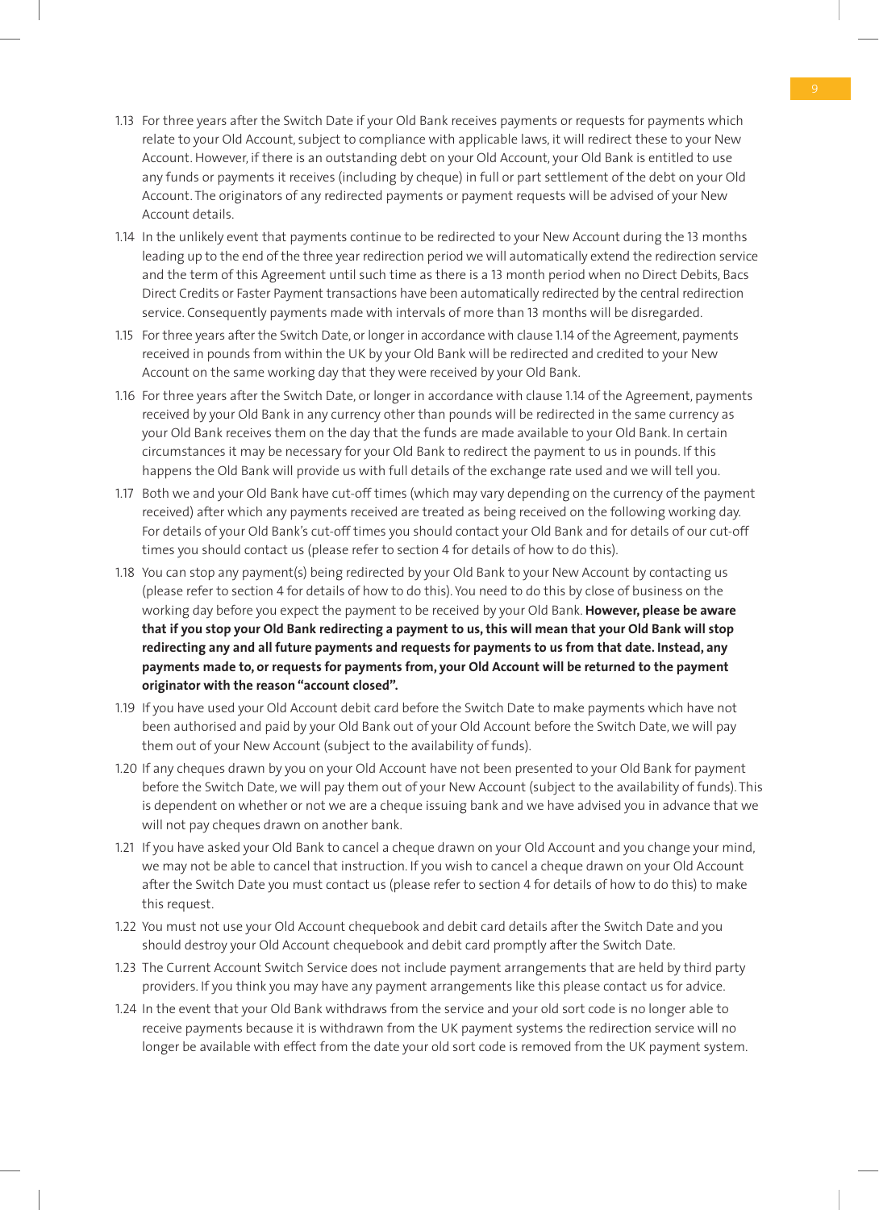1.13 For three years after the Switch Date if your Old Bank receives payments or requests for payments which relate to your Old Account, subject to compliance with applicable laws, it will redirect these to your New Account. However, if there is an outstanding debt on your Old Account, your Old Bank is entitled to use any funds or payments it receives (including by cheque) in full or part settlement of the debt on your Old Account. The originators of any redirected payments or payment requests will be advised of your New Account details.

1.14 In the unlikely event that payments continue to be redirected to your New Account during the 13 months leading up to the end of the three year redirection period we will automatically extend the redirection service and the term of this Agreement until such time as there is a 13 month period when no Direct Debits, Bacs Direct Credits or Faster Payment transactions have been automatically redirected by the central redirection service. Consequently payments made with intervals of more than 13 months will be disregarded.

1.15 For three years after the Switch Date, or longer in accordance with clause 1.14 of the Agreement, payments received in pounds from within the UK by your Old Bank will be redirected and credited to your New Account on the same working day that they were received by your Old Bank.

1.16 For three years after the Switch Date, or longer in accordance with clause 1.14 of the Agreement, payments received by your Old Bank in any currency other than pounds will be redirected in the same currency as your Old Bank receives them on the day that the funds are made available to your Old Bank. In certain circumstances it may be necessary for your Old Bank to redirect the payment to us in pounds. If this happens the Old Bank will provide us with full details of the exchange rate used and we will tell you.

1.17 Both we and your Old Bank have cut-off times (which may vary depending on the currency of the payment received) after which any payments received are treated as being received on the following working day. For details of your Old Bank's cut-off times you should contact your Old Bank and for details of our cut-off times you should contact us (please refer to section 4 for details of how to do this).

1.18 You can stop any payment(s) being redirected by your Old Bank to your New Account by contacting us (please refer to section 4 for details of how to do this). You need to do this by close of business on the working day before you expect the payment to be received by your Old Bank. **However, please be aware that if you stop your Old Bank redirecting a payment to us, this will mean that your Old Bank will stop redirecting any and all future payments and requests for payments to us from that date. Instead, any payments made to, or requests for payments from, your Old Account will be returned to the payment originator with the reason "account closed".**

1.19 If you have used your Old Account debit card before the Switch Date to make payments which have not been authorised and paid by your Old Bank out of your Old Account before the Switch Date, we will pay them out of your New Account (subject to the availability of funds).

1.20 If any cheques drawn by you on your Old Account have not been presented to your Old Bank for payment before the Switch Date, we will pay them out of your New Account (subject to the availability of funds). This is dependent on whether or not we are a cheque issuing bank and we have advised you in advance that we will not pay cheques drawn on another bank.

1.21 If you have asked your Old Bank to cancel a cheque drawn on your Old Account and you change your mind, we may not be able to cancel that instruction. If you wish to cancel a cheque drawn on your Old Account after the Switch Date you must contact us (please refer to section 4 for details of how to do this) to make this request.

1.22 You must not use your Old Account chequebook and debit card details after the Switch Date and you should destroy your Old Account chequebook and debit card promptly after the Switch Date.

1.23 The Current Account Switch Service does not include payment arrangements that are held by third party providers. If you think you may have any payment arrangements like this please contact us for advice.

1.24 In the event that your Old Bank withdraws from the service and your old sort code is no longer able to receive payments because it is withdrawn from the UK payment systems the redirection service will no longer be available with effect from the date your old sort code is removed from the UK payment system.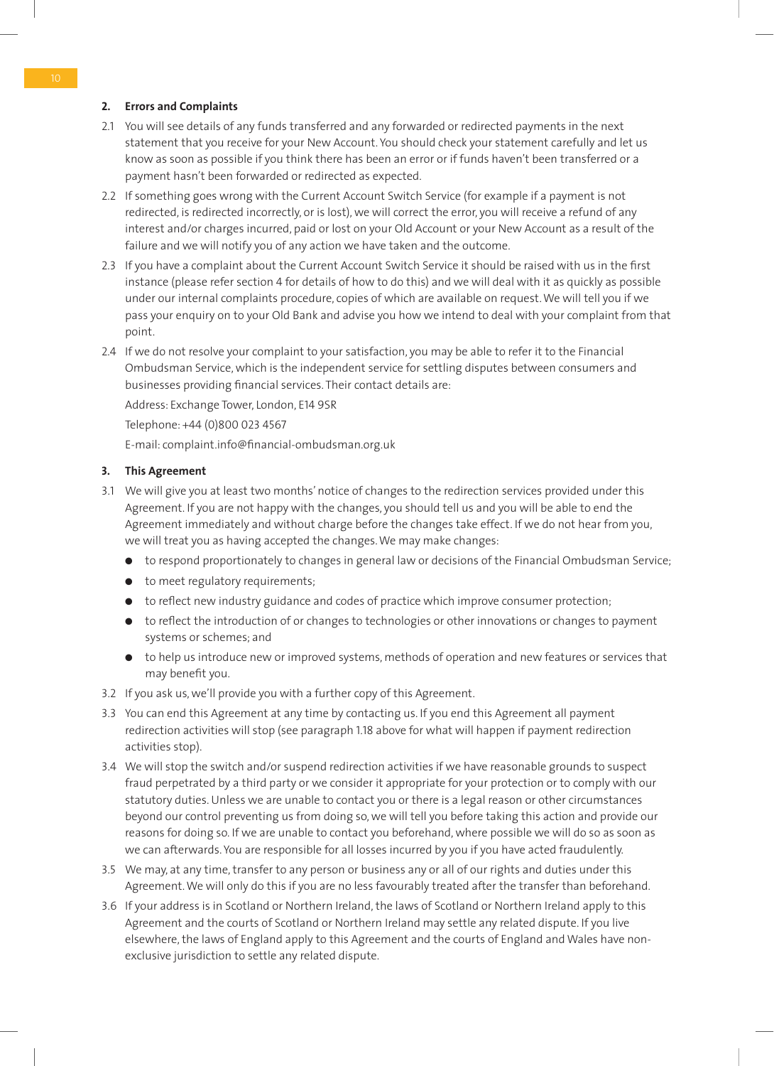## 2. Errors and Complaints

2.1 You will see details of any funds transferred and any forwarded or redirected payments in the next statement that you receive for your New Account. You should check your statement carefully and let us know as soon as possible if you think there has been an error or if funds haven't been transferred or a payment hasn't been forwarded or redirected as expected.

2.2 If something goes wrong with the Current Account Switch Service (for example if a payment is not redirected, is redirected incorrectly, or is lost), we will correct the error, you will receive a refund of any interest and/or charges incurred, paid or lost on your Old Account or your New Account as a result of the failure and we will notify you of any action we have taken and the outcome.

2.3 If you have a complaint about the Current Account Switch Service it should be raised with us in the first instance (please refer section 4 for details of how to do this) and we will deal with it as quickly as possible under our internal complaints procedure, copies of which are available on request. We will tell you if we pass your enquiry on to your Old Bank and advise you how we intend to deal with your complaint from that point.

2.4 If we do not resolve your complaint to your satisfaction, you may be able to refer it to the Financial Ombudsman Service, which is the independent service for settling disputes between consumers and businesses providing financial services. Their contact details are:

Address: Exchange Tower, London, E14 9SR

Telephone: +44 (0)800 023 4567

E-mail: complaint.info@financial-ombudsman.org.uk

## 3. This Agreement

3.1 We will give you at least two months' notice of changes to the redirection services provided under this Agreement. If you are not happy with the changes, you should tell us and you will be able to end the Agreement immediately and without charge before the changes take effect. If we do not hear from you, we will treat you as having accepted the changes. We may make changes:

- to respond proportionately to changes in general law or decisions of the Financial Ombudsman Service;
- to meet regulatory requirements;
- to reflect new industry guidance and codes of practice which improve consumer protection;
- to reflect the introduction of or changes to technologies or other innovations or changes to payment systems or schemes; and
- to help us introduce new or improved systems, methods of operation and new features or services that may benefit you.

3.2 If you ask us, we'll provide you with a further copy of this Agreement.

3.3 You can end this Agreement at any time by contacting us. If you end this Agreement all payment redirection activities will stop (see paragraph 1.18 above for what will happen if payment redirection activities stop).

3.4 We will stop the switch and/or suspend redirection activities if we have reasonable grounds to suspect fraud perpetrated by a third party or we consider it appropriate for your protection or to comply with our statutory duties. Unless we are unable to contact you or there is a legal reason or other circumstances beyond our control preventing us from doing so, we will tell you before taking this action and provide our reasons for doing so. If we are unable to contact you beforehand, where possible we will do so as soon as we can afterwards. You are responsible for all losses incurred by you if you have acted fraudulently.

3.5 We may, at any time, transfer to any person or business any or all of our rights and duties under this Agreement. We will only do this if you are no less favourably treated after the transfer than beforehand.

3.6 If your address is in Scotland or Northern Ireland, the laws of Scotland or Northern Ireland apply to this Agreement and the courts of Scotland or Northern Ireland may settle any related dispute. If you live elsewhere, the laws of England apply to this Agreement and the courts of England and Wales have non-exclusive jurisdiction to settle any related dispute.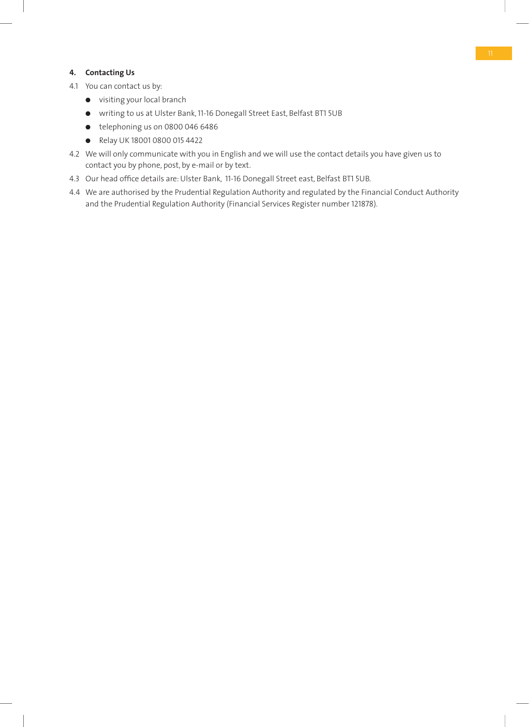## 4. Contacting Us

4.1 You can contact us by:

- visiting your local branch
- writing to us at Ulster Bank, 11-16 Donegall Street East, Belfast BT1 5UB
- telephoning us on 0800 046 6486
- Relay UK 18001 0800 015 4422

4.2 We will only communicate with you in English and we will use the contact details you have given us to contact you by phone, post, by e-mail or by text.

4.3 Our head office details are: Ulster Bank, 11-16 Donegall Street east, Belfast BT1 5UB.

4.4 We are authorised by the Prudential Regulation Authority and regulated by the Financial Conduct Authority and the Prudential Regulation Authority (Financial Services Register number 121878).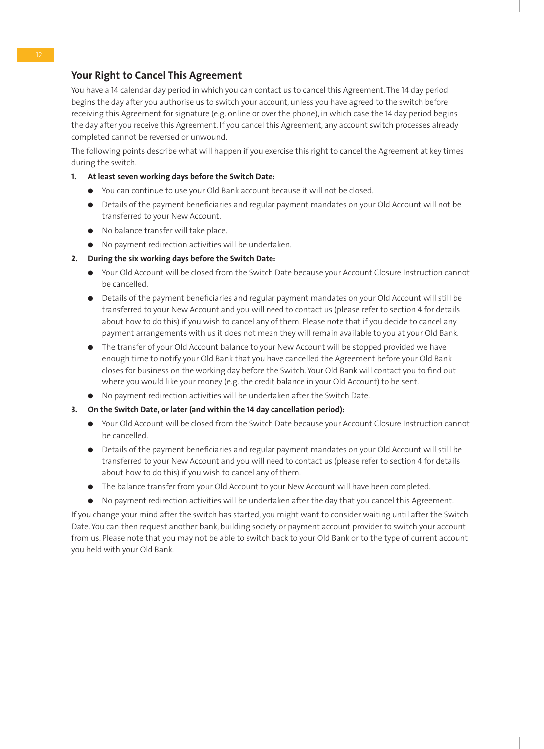## Your Right to Cancel This Agreement

You have a 14 calendar day period in which you can contact us to cancel this Agreement. The 14 day period begins the day after you authorise us to switch your account, unless you have agreed to the switch before receiving this Agreement for signature (e.g. online or over the phone), in which case the 14 day period begins the day after you receive this Agreement. If you cancel this Agreement, any account switch processes already completed cannot be reversed or unwound.

The following points describe what will happen if you exercise this right to cancel the Agreement at key times during the switch.

1. **At least seven working days before the Switch Date:**
   - You can continue to use your Old Bank account because it will not be closed.
   - Details of the payment beneficiaries and regular payment mandates on your Old Account will not be transferred to your New Account.
   - No balance transfer will take place.
   - No payment redirection activities will be undertaken.
2. **During the six working days before the Switch Date:**
   - Your Old Account will be closed from the Switch Date because your Account Closure Instruction cannot be cancelled.
   - Details of the payment beneficiaries and regular payment mandates on your Old Account will still be transferred to your New Account and you will need to contact us (please refer to section 4 for details about how to do this) if you wish to cancel any of them. Please note that if you decide to cancel any payment arrangements with us it does not mean they will remain available to you at your Old Bank.
   - The transfer of your Old Account balance to your New Account will be stopped provided we have enough time to notify your Old Bank that you have cancelled the Agreement before your Old Bank closes for business on the working day before the Switch. Your Old Bank will contact you to find out where you would like your money (e.g. the credit balance in your Old Account) to be sent.
   - No payment redirection activities will be undertaken after the Switch Date.
3. **On the Switch Date, or later (and within the 14 day cancellation period):**
   - Your Old Account will be closed from the Switch Date because your Account Closure Instruction cannot be cancelled.
   - Details of the payment beneficiaries and regular payment mandates on your Old Account will still be transferred to your New Account and you will need to contact us (please refer to section 4 for details about how to do this) if you wish to cancel any of them.
   - The balance transfer from your Old Account to your New Account will have been completed.
   - No payment redirection activities will be undertaken after the day that you cancel this Agreement.

If you change your mind after the switch has started, you might want to consider waiting until after the Switch Date. You can then request another bank, building society or payment account provider to switch your account from us. Please note that you may not be able to switch back to your Old Bank or to the type of current account you held with your Old Bank.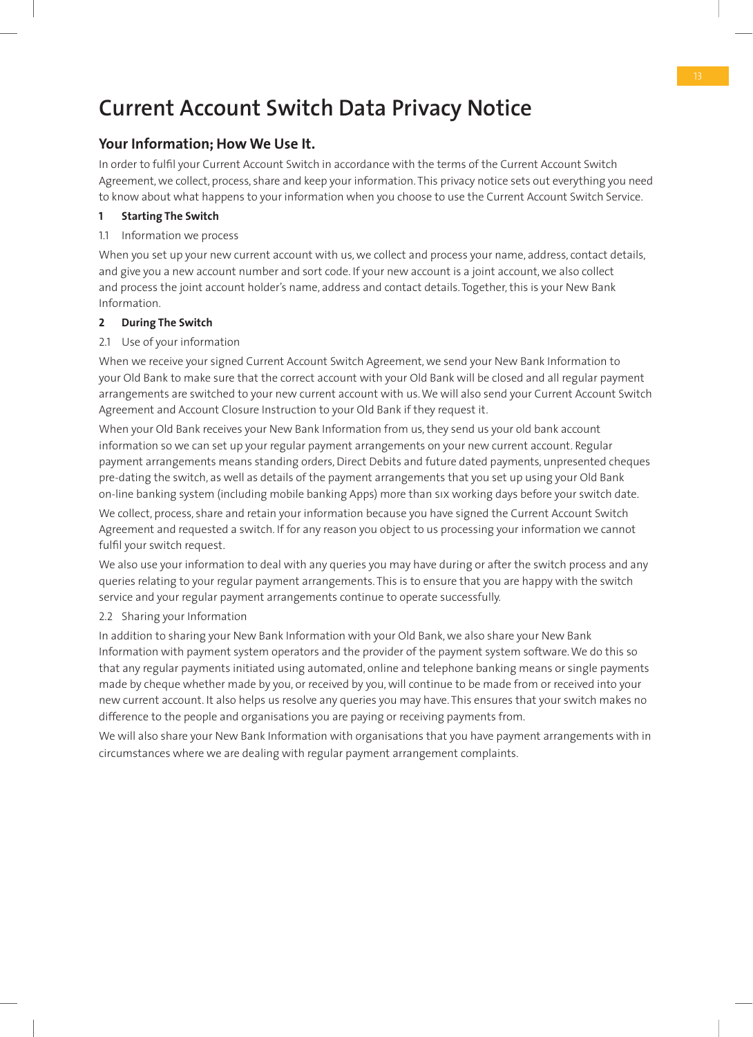# Current Account Switch Data Privacy Notice

## Your Information; How We Use It.

In order to fulfil your Current Account Switch in accordance with the terms of the Current Account Switch Agreement, we collect, process, share and keep your information. This privacy notice sets out everything you need to know about what happens to your information when you choose to use the Current Account Switch Service.

### 1 Starting The Switch

1.1 Information we process

When you set up your new current account with us, we collect and process your name, address, contact details, and give you a new account number and sort code. If your new account is a joint account, we also collect and process the joint account holder's name, address and contact details. Together, this is your New Bank Information.

### 2 During The Switch

2.1 Use of your information

When we receive your signed Current Account Switch Agreement, we send your New Bank Information to your Old Bank to make sure that the correct account with your Old Bank will be closed and all regular payment arrangements are switched to your new current account with us. We will also send your Current Account Switch Agreement and Account Closure Instruction to your Old Bank if they request it.

When your Old Bank receives your New Bank Information from us, they send us your old bank account information so we can set up your regular payment arrangements on your new current account. Regular payment arrangements means standing orders, Direct Debits and future dated payments, unpresented cheques pre-dating the switch, as well as details of the payment arrangements that you set up using your Old Bank on-line banking system (including mobile banking Apps) more than six working days before your switch date.

We collect, process, share and retain your information because you have signed the Current Account Switch Agreement and requested a switch. If for any reason you object to us processing your information we cannot fulfil your switch request.

We also use your information to deal with any queries you may have during or after the switch process and any queries relating to your regular payment arrangements. This is to ensure that you are happy with the switch service and your regular payment arrangements continue to operate successfully.

2.2 Sharing your Information

In addition to sharing your New Bank Information with your Old Bank, we also share your New Bank Information with payment system operators and the provider of the payment system software. We do this so that any regular payments initiated using automated, online and telephone banking means or single payments made by cheque whether made by you, or received by you, will continue to be made from or received into your new current account. It also helps us resolve any queries you may have. This ensures that your switch makes no difference to the people and organisations you are paying or receiving payments from.

We will also share your New Bank Information with organisations that you have payment arrangements with in circumstances where we are dealing with regular payment arrangement complaints.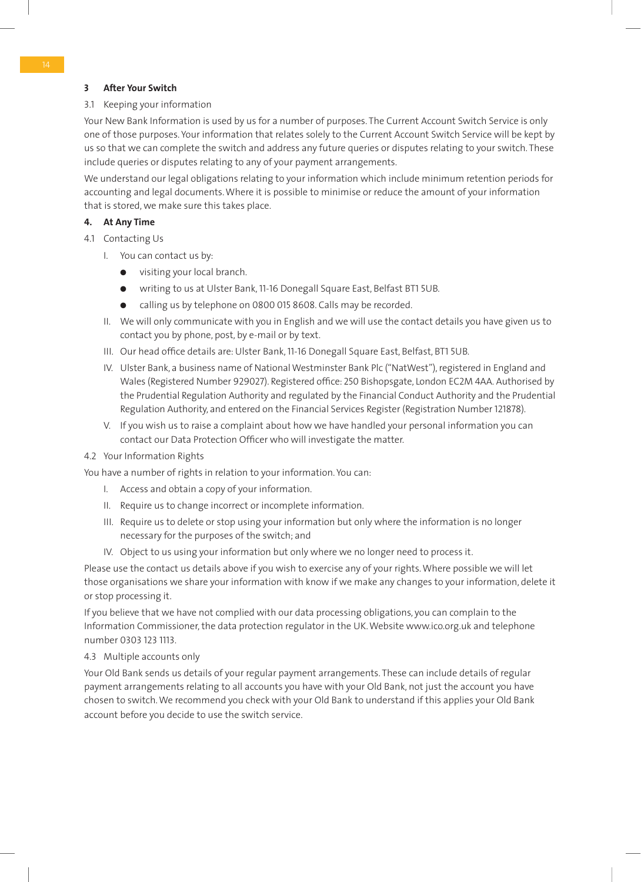## 3 After Your Switch

### 3.1 Keeping your information

Your New Bank Information is used by us for a number of purposes. The Current Account Switch Service is only one of those purposes. Your information that relates solely to the Current Account Switch Service will be kept by us so that we can complete the switch and address any future queries or disputes relating to your switch. These include queries or disputes relating to any of your payment arrangements.

We understand our legal obligations relating to your information which include minimum retention periods for accounting and legal documents. Where it is possible to minimise or reduce the amount of your information that is stored, we make sure this takes place.

## 4. At Any Time

### 4.1 Contacting Us

I. You can contact us by:

- visiting your local branch.
- writing to us at Ulster Bank, 11-16 Donegall Square East, Belfast BT1 5UB.
- calling us by telephone on 0800 015 8608. Calls may be recorded.

II. We will only communicate with you in English and we will use the contact details you have given us to contact you by phone, post, by e-mail or by text.

III. Our head office details are: Ulster Bank, 11-16 Donegall Square East, Belfast, BT1 5UB.

IV. Ulster Bank, a business name of National Westminster Bank Plc ("NatWest"), registered in England and Wales (Registered Number 929027). Registered office: 250 Bishopsgate, London EC2M 4AA. Authorised by the Prudential Regulation Authority and regulated by the Financial Conduct Authority and the Prudential Regulation Authority, and entered on the Financial Services Register (Registration Number 121878).

V. If you wish us to raise a complaint about how we have handled your personal information you can contact our Data Protection Officer who will investigate the matter.

### 4.2 Your Information Rights

You have a number of rights in relation to your information. You can:

I. Access and obtain a copy of your information.

II. Require us to change incorrect or incomplete information.

III. Require us to delete or stop using your information but only where the information is no longer necessary for the purposes of the switch; and

IV. Object to us using your information but only where we no longer need to process it.

Please use the contact us details above if you wish to exercise any of your rights. Where possible we will let those organisations we share your information with know if we make any changes to your information, delete it or stop processing it.

If you believe that we have not complied with our data processing obligations, you can complain to the Information Commissioner, the data protection regulator in the UK. Website www.ico.org.uk and telephone number 0303 123 1113.

### 4.3 Multiple accounts only

Your Old Bank sends us details of your regular payment arrangements. These can include details of regular payment arrangements relating to all accounts you have with your Old Bank, not just the account you have chosen to switch. We recommend you check with your Old Bank to understand if this applies your Old Bank account before you decide to use the switch service.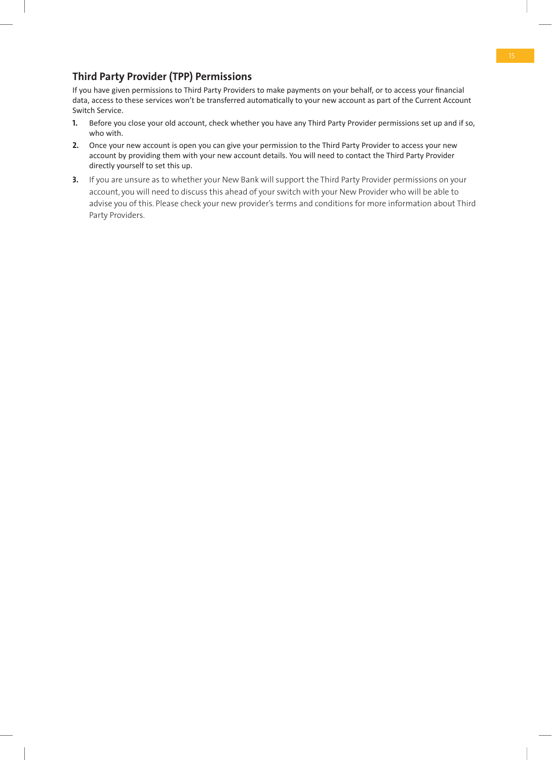## Third Party Provider (TPP) Permissions

If you have given permissions to Third Party Providers to make payments on your behalf, or to access your financial data, access to these services won't be transferred automatically to your new account as part of the Current Account Switch Service.

1. Before you close your old account, check whether you have any Third Party Provider permissions set up and if so, who with.
2. Once your new account is open you can give your permission to the Third Party Provider to access your new account by providing them with your new account details. You will need to contact the Third Party Provider directly yourself to set this up.
3. If you are unsure as to whether your New Bank will support the Third Party Provider permissions on your account, you will need to discuss this ahead of your switch with your New Provider who will be able to advise you of this. Please check your new provider's terms and conditions for more information about Third Party Providers.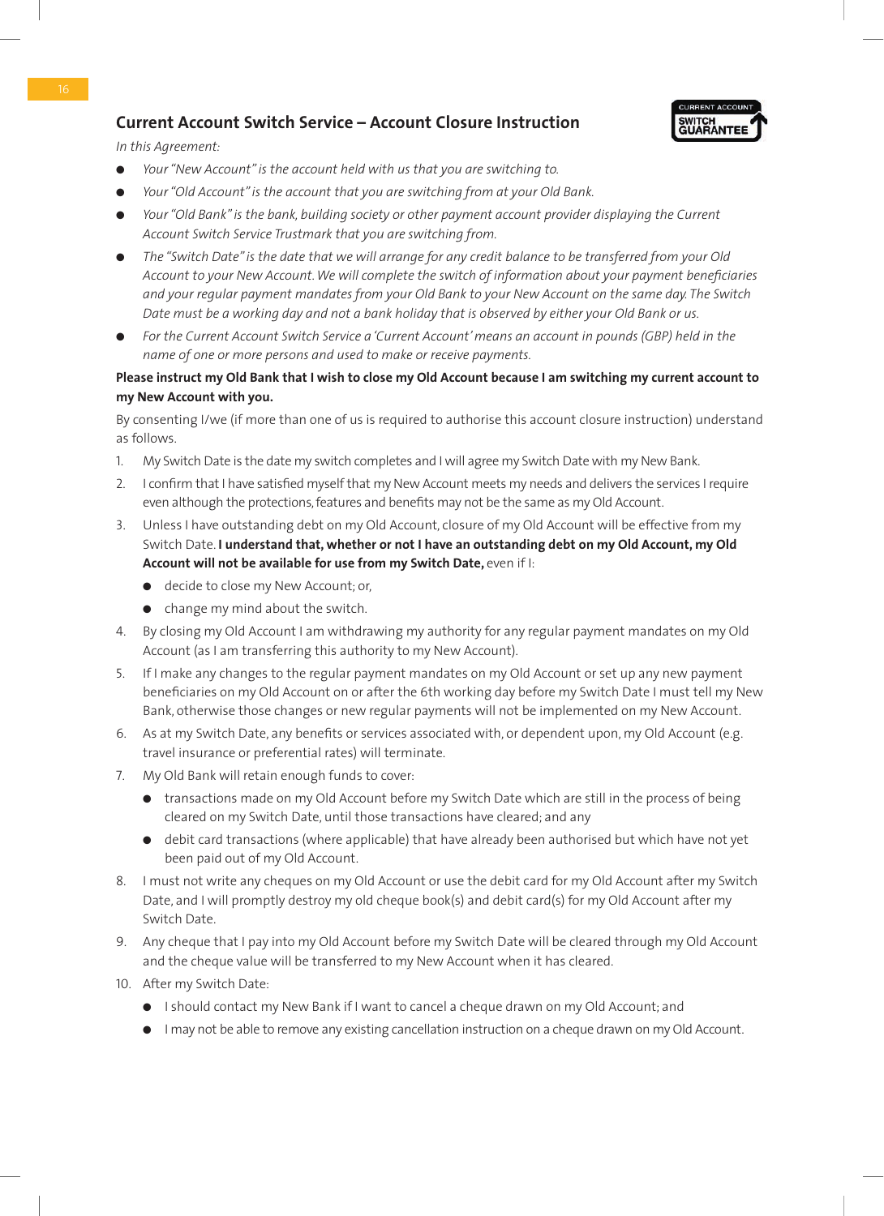## Current Account Switch Service – Account Closure Instruction

*In this Agreement:*

- *Your "New Account" is the account held with us that you are switching to.*
- *Your "Old Account" is the account that you are switching from at your Old Bank.*
- *Your "Old Bank" is the bank, building society or other payment account provider displaying the Current Account Switch Service Trustmark that you are switching from.*
- *The "Switch Date" is the date that we will arrange for any credit balance to be transferred from your Old Account to your New Account. We will complete the switch of information about your payment beneficiaries and your regular payment mandates from your Old Bank to your New Account on the same day. The Switch Date must be a working day and not a bank holiday that is observed by either your Old Bank or us.*
- *For the Current Account Switch Service a 'Current Account' means an account in pounds (GBP) held in the name of one or more persons and used to make or receive payments.*

**Please instruct my Old Bank that I wish to close my Old Account because I am switching my current account to my New Account with you.**

By consenting I/we (if more than one of us is required to authorise this account closure instruction) understand as follows.

1. My Switch Date is the date my switch completes and I will agree my Switch Date with my New Bank.
2. I confirm that I have satisfied myself that my New Account meets my needs and delivers the services I require even although the protections, features and benefits may not be the same as my Old Account.
3. Unless I have outstanding debt on my Old Account, closure of my Old Account will be effective from my Switch Date. **I understand that, whether or not I have an outstanding debt on my Old Account, my Old Account will not be available for use from my Switch Date,** even if I:
   - decide to close my New Account; or,
   - change my mind about the switch.
4. By closing my Old Account I am withdrawing my authority for any regular payment mandates on my Old Account (as I am transferring this authority to my New Account).
5. If I make any changes to the regular payment mandates on my Old Account or set up any new payment beneficiaries on my Old Account on or after the 6th working day before my Switch Date I must tell my New Bank, otherwise those changes or new regular payments will not be implemented on my New Account.
6. As at my Switch Date, any benefits or services associated with, or dependent upon, my Old Account (e.g. travel insurance or preferential rates) will terminate.
7. My Old Bank will retain enough funds to cover:
   - transactions made on my Old Account before my Switch Date which are still in the process of being cleared on my Switch Date, until those transactions have cleared; and any
   - debit card transactions (where applicable) that have already been authorised but which have not yet been paid out of my Old Account.
8. I must not write any cheques on my Old Account or use the debit card for my Old Account after my Switch Date, and I will promptly destroy my old cheque book(s) and debit card(s) for my Old Account after my Switch Date.
9. Any cheque that I pay into my Old Account before my Switch Date will be cleared through my Old Account and the cheque value will be transferred to my New Account when it has cleared.
10. After my Switch Date:
    - I should contact my New Bank if I want to cancel a cheque drawn on my Old Account; and
    - I may not be able to remove any existing cancellation instruction on a cheque drawn on my Old Account.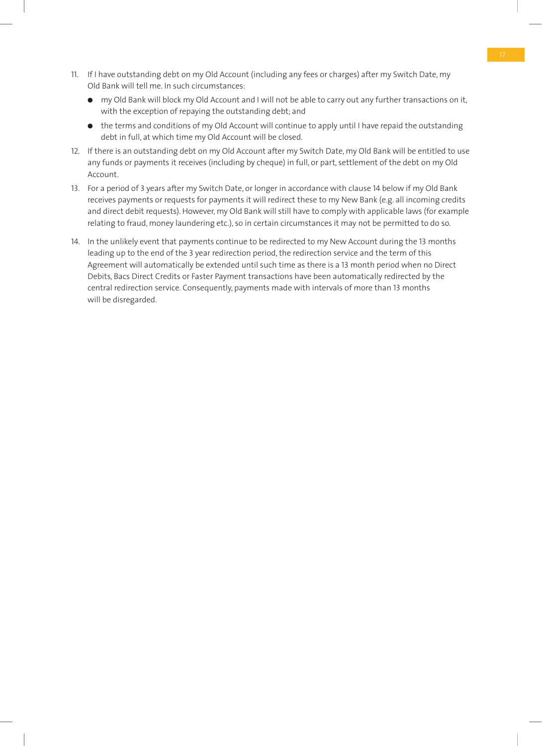11. If I have outstanding debt on my Old Account (including any fees or charges) after my Switch Date, my Old Bank will tell me. In such circumstances:
    - my Old Bank will block my Old Account and I will not be able to carry out any further transactions on it, with the exception of repaying the outstanding debt; and
    - the terms and conditions of my Old Account will continue to apply until I have repaid the outstanding debt in full, at which time my Old Account will be closed.
12. If there is an outstanding debt on my Old Account after my Switch Date, my Old Bank will be entitled to use any funds or payments it receives (including by cheque) in full, or part, settlement of the debt on my Old Account.
13. For a period of 3 years after my Switch Date, or longer in accordance with clause 14 below if my Old Bank receives payments or requests for payments it will redirect these to my New Bank (e.g. all incoming credits and direct debit requests). However, my Old Bank will still have to comply with applicable laws (for example relating to fraud, money laundering etc.), so in certain circumstances it may not be permitted to do so.
14. In the unlikely event that payments continue to be redirected to my New Account during the 13 months leading up to the end of the 3 year redirection period, the redirection service and the term of this Agreement will automatically be extended until such time as there is a 13 month period when no Direct Debits, Bacs Direct Credits or Faster Payment transactions have been automatically redirected by the central redirection service. Consequently, payments made with intervals of more than 13 months will be disregarded.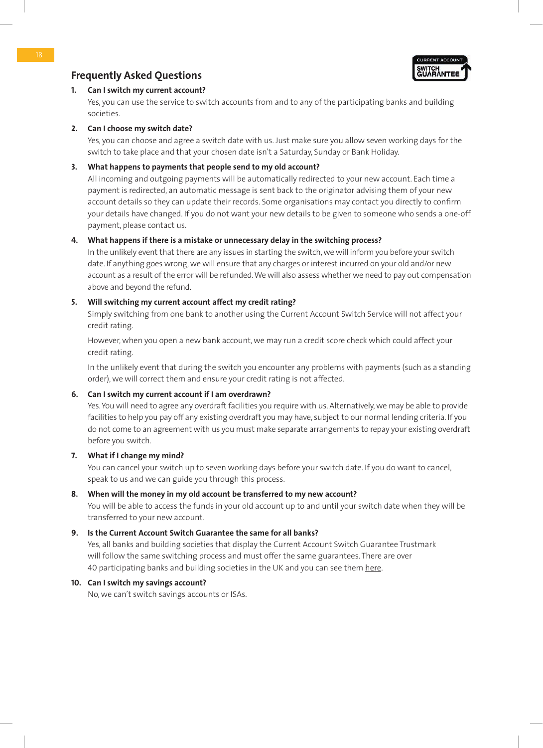## Frequently Asked Questions

1. **Can I switch my current account?**
   Yes, you can use the service to switch accounts from and to any of the participating banks and building societies.

2. **Can I choose my switch date?**
   Yes, you can choose and agree a switch date with us. Just make sure you allow seven working days for the switch to take place and that your chosen date isn't a Saturday, Sunday or Bank Holiday.

3. **What happens to payments that people send to my old account?**
   All incoming and outgoing payments will be automatically redirected to your new account. Each time a payment is redirected, an automatic message is sent back to the originator advising them of your new account details so they can update their records. Some organisations may contact you directly to confirm your details have changed. If you do not want your new details to be given to someone who sends a one-off payment, please contact us.

4. **What happens if there is a mistake or unnecessary delay in the switching process?**
   In the unlikely event that there are any issues in starting the switch, we will inform you before your switch date. If anything goes wrong, we will ensure that any charges or interest incurred on your old and/or new account as a result of the error will be refunded. We will also assess whether we need to pay out compensation above and beyond the refund.

5. **Will switching my current account affect my credit rating?**
   Simply switching from one bank to another using the Current Account Switch Service will not affect your credit rating.

   However, when you open a new bank account, we may run a credit score check which could affect your credit rating.

   In the unlikely event that during the switch you encounter any problems with payments (such as a standing order), we will correct them and ensure your credit rating is not affected.

6. **Can I switch my current account if I am overdrawn?**
   Yes. You will need to agree any overdraft facilities you require with us. Alternatively, we may be able to provide facilities to help you pay off any existing overdraft you may have, subject to our normal lending criteria. If you do not come to an agreement with us you must make separate arrangements to repay your existing overdraft before you switch.

7. **What if I change my mind?**
   You can cancel your switch up to seven working days before your switch date. If you do want to cancel, speak to us and we can guide you through this process.

8. **When will the money in my old account be transferred to my new account?**
   You will be able to access the funds in your old account up to and until your switch date when they will be transferred to your new account.

9. **Is the Current Account Switch Guarantee the same for all banks?**
   Yes, all banks and building societies that display the Current Account Switch Guarantee Trustmark will follow the same switching process and must offer the same guarantees. There are over 40 participating banks and building societies in the UK and you can see them here.

10. **Can I switch my savings account?**
    No, we can't switch savings accounts or ISAs.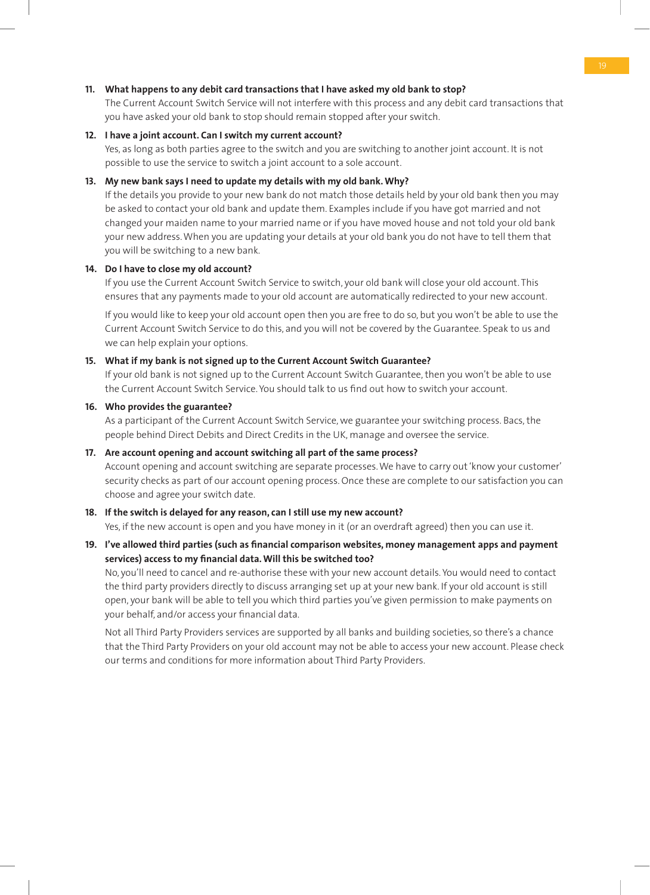11. **What happens to any debit card transactions that I have asked my old bank to stop?**
    The Current Account Switch Service will not interfere with this process and any debit card transactions that you have asked your old bank to stop should remain stopped after your switch.

12. **I have a joint account. Can I switch my current account?**
    Yes, as long as both parties agree to the switch and you are switching to another joint account. It is not possible to use the service to switch a joint account to a sole account.

13. **My new bank says I need to update my details with my old bank. Why?**
    If the details you provide to your new bank do not match those details held by your old bank then you may be asked to contact your old bank and update them. Examples include if you have got married and not changed your maiden name to your married name or if you have moved house and not told your old bank your new address. When you are updating your details at your old bank you do not have to tell them that you will be switching to a new bank.

14. **Do I have to close my old account?**
    If you use the Current Account Switch Service to switch, your old bank will close your old account. This ensures that any payments made to your old account are automatically redirected to your new account.

    If you would like to keep your old account open then you are free to do so, but you won't be able to use the Current Account Switch Service to do this, and you will not be covered by the Guarantee. Speak to us and we can help explain your options.

15. **What if my bank is not signed up to the Current Account Switch Guarantee?**
    If your old bank is not signed up to the Current Account Switch Guarantee, then you won't be able to use the Current Account Switch Service. You should talk to us find out how to switch your account.

16. **Who provides the guarantee?**
    As a participant of the Current Account Switch Service, we guarantee your switching process. Bacs, the people behind Direct Debits and Direct Credits in the UK, manage and oversee the service.

17. **Are account opening and account switching all part of the same process?**
    Account opening and account switching are separate processes. We have to carry out 'know your customer' security checks as part of our account opening process. Once these are complete to our satisfaction you can choose and agree your switch date.

18. **If the switch is delayed for any reason, can I still use my new account?**
    Yes, if the new account is open and you have money in it (or an overdraft agreed) then you can use it.

19. **I've allowed third parties (such as financial comparison websites, money management apps and payment services) access to my financial data. Will this be switched too?**
    No, you'll need to cancel and re-authorise these with your new account details. You would need to contact the third party providers directly to discuss arranging set up at your new bank. If your old account is still open, your bank will be able to tell you which third parties you've given permission to make payments on your behalf, and/or access your financial data.

    Not all Third Party Providers services are supported by all banks and building societies, so there's a chance that the Third Party Providers on your old account may not be able to access your new account. Please check our terms and conditions for more information about Third Party Providers.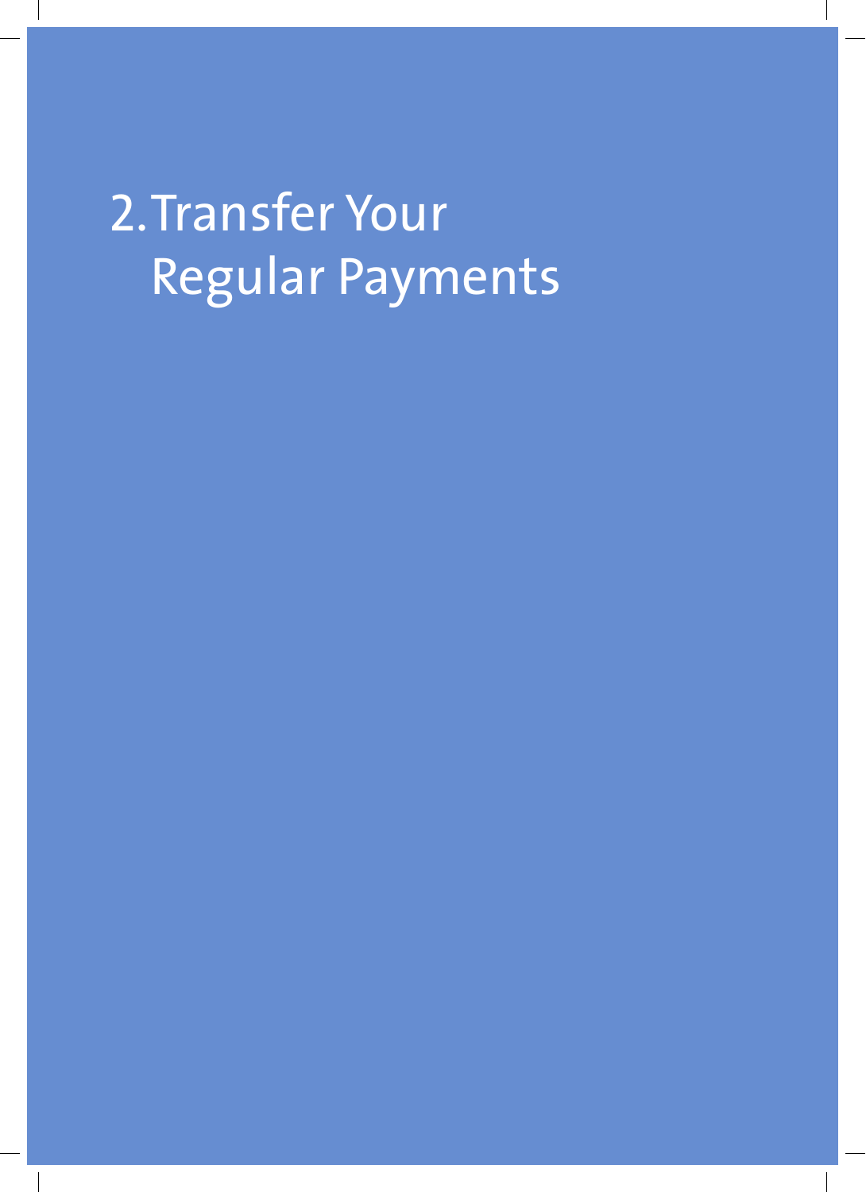# 2. Transfer Your Regular Payments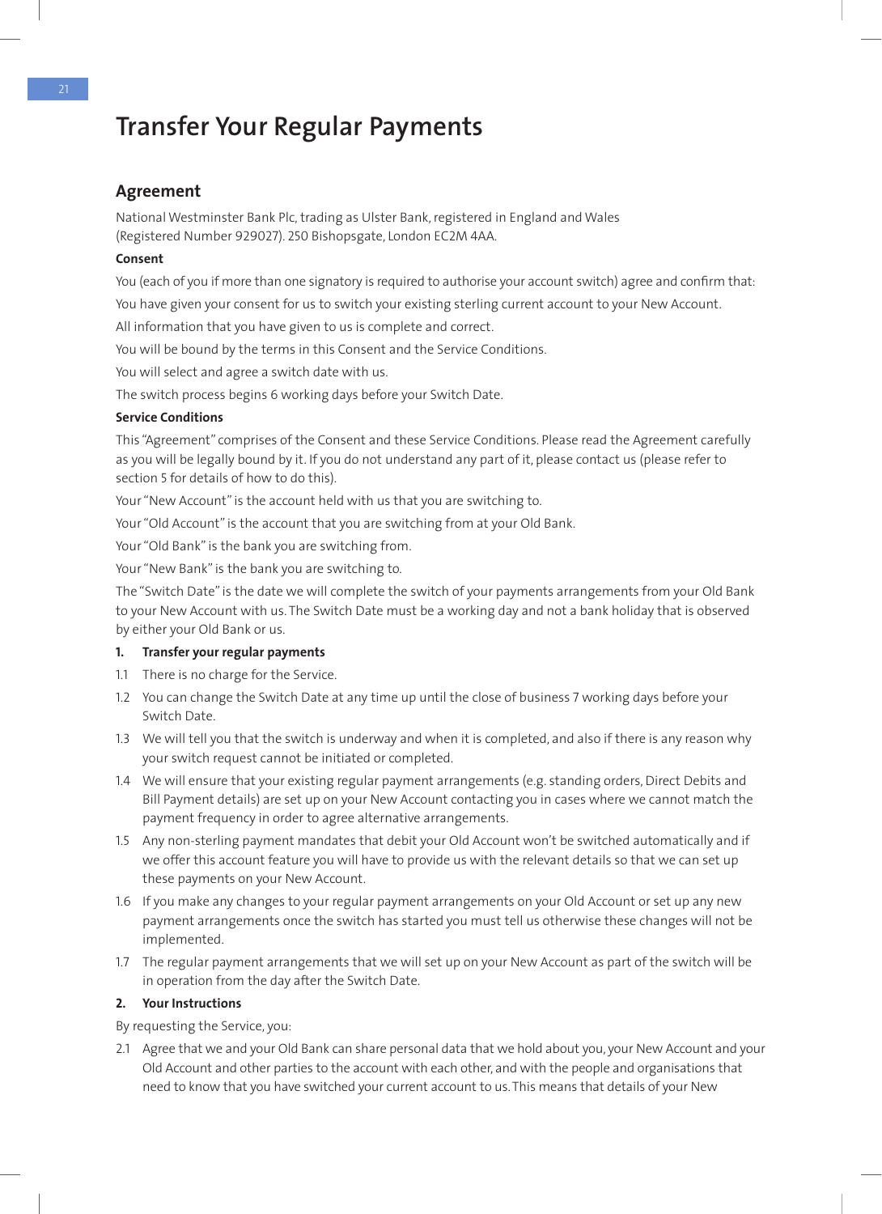# Transfer Your Regular Payments

## Agreement

National Westminster Bank Plc, trading as Ulster Bank, registered in England and Wales (Registered Number 929027). 250 Bishopsgate, London EC2M 4AA.

**Consent**

You (each of you if more than one signatory is required to authorise your account switch) agree and confirm that:

You have given your consent for us to switch your existing sterling current account to your New Account.

All information that you have given to us is complete and correct.

You will be bound by the terms in this Consent and the Service Conditions.

You will select and agree a switch date with us.

The switch process begins 6 working days before your Switch Date.

**Service Conditions**

This "Agreement" comprises of the Consent and these Service Conditions. Please read the Agreement carefully as you will be legally bound by it. If you do not understand any part of it, please contact us (please refer to section 5 for details of how to do this).

Your "New Account" is the account held with us that you are switching to.

Your "Old Account" is the account that you are switching from at your Old Bank.

Your "Old Bank" is the bank you are switching from.

Your "New Bank" is the bank you are switching to.

The "Switch Date" is the date we will complete the switch of your payments arrangements from your Old Bank to your New Account with us. The Switch Date must be a working day and not a bank holiday that is observed by either your Old Bank or us.

**1. Transfer your regular payments**

1.1 There is no charge for the Service.

1.2 You can change the Switch Date at any time up until the close of business 7 working days before your Switch Date.

1.3 We will tell you that the switch is underway and when it is completed, and also if there is any reason why your switch request cannot be initiated or completed.

1.4 We will ensure that your existing regular payment arrangements (e.g. standing orders, Direct Debits and Bill Payment details) are set up on your New Account contacting you in cases where we cannot match the payment frequency in order to agree alternative arrangements.

1.5 Any non-sterling payment mandates that debit your Old Account won't be switched automatically and if we offer this account feature you will have to provide us with the relevant details so that we can set up these payments on your New Account.

1.6 If you make any changes to your regular payment arrangements on your Old Account or set up any new payment arrangements once the switch has started you must tell us otherwise these changes will not be implemented.

1.7 The regular payment arrangements that we will set up on your New Account as part of the switch will be in operation from the day after the Switch Date.

**2. Your Instructions**

By requesting the Service, you:

2.1 Agree that we and your Old Bank can share personal data that we hold about you, your New Account and your Old Account and other parties to the account with each other, and with the people and organisations that need to know that you have switched your current account to us. This means that details of your New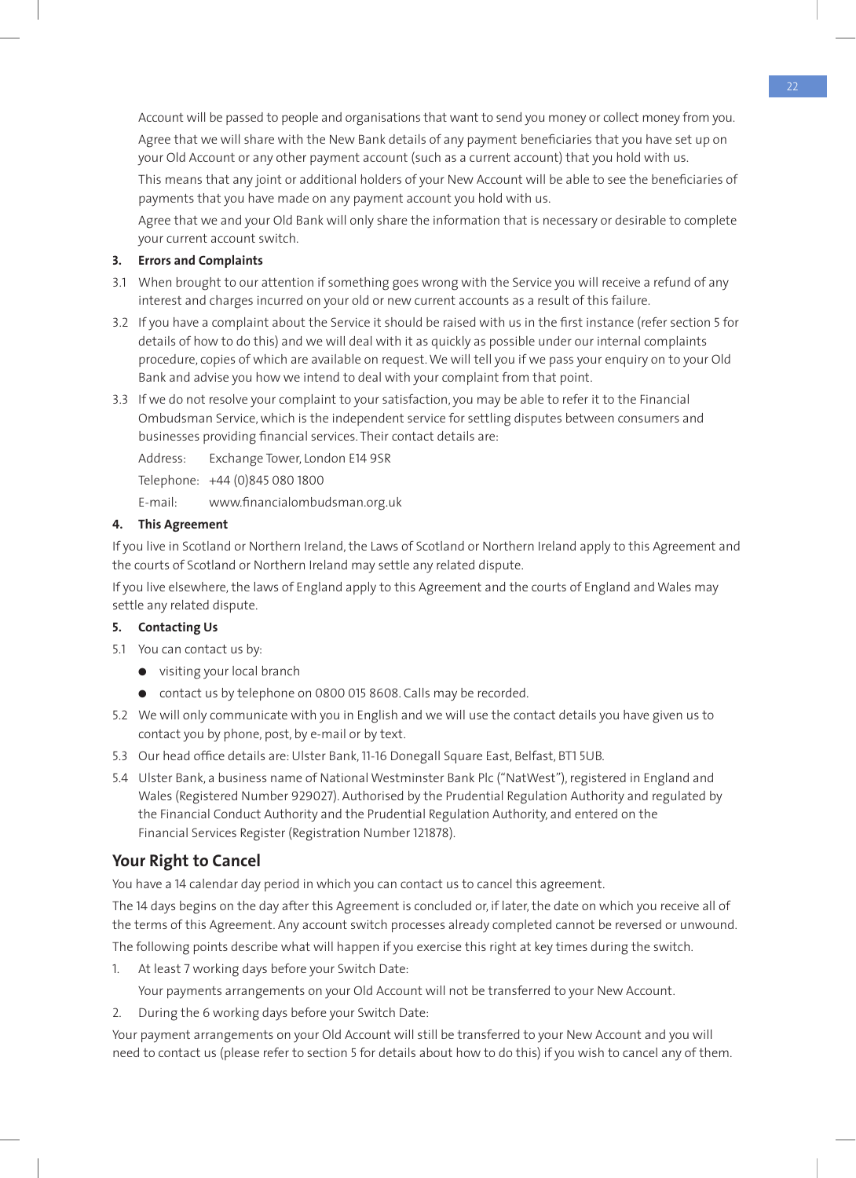Account will be passed to people and organisations that want to send you money or collect money from you.

Agree that we will share with the New Bank details of any payment beneficiaries that you have set up on your Old Account or any other payment account (such as a current account) that you hold with us.

This means that any joint or additional holders of your New Account will be able to see the beneficiaries of payments that you have made on any payment account you hold with us.

Agree that we and your Old Bank will only share the information that is necessary or desirable to complete your current account switch.

**3. Errors and Complaints**

3.1 When brought to our attention if something goes wrong with the Service you will receive a refund of any interest and charges incurred on your old or new current accounts as a result of this failure.

3.2 If you have a complaint about the Service it should be raised with us in the first instance (refer section 5 for details of how to do this) and we will deal with it as quickly as possible under our internal complaints procedure, copies of which are available on request. We will tell you if we pass your enquiry on to your Old Bank and advise you how we intend to deal with your complaint from that point.

3.3 If we do not resolve your complaint to your satisfaction, you may be able to refer it to the Financial Ombudsman Service, which is the independent service for settling disputes between consumers and businesses providing financial services. Their contact details are:

Address: Exchange Tower, London E14 9SR

Telephone: +44 (0)845 080 1800

E-mail: www.financialombudsman.org.uk

**4. This Agreement**

If you live in Scotland or Northern Ireland, the Laws of Scotland or Northern Ireland apply to this Agreement and the courts of Scotland or Northern Ireland may settle any related dispute.

If you live elsewhere, the laws of England apply to this Agreement and the courts of England and Wales may settle any related dispute.

**5. Contacting Us**

5.1 You can contact us by:

- visiting your local branch
- contact us by telephone on 0800 015 8608. Calls may be recorded.

5.2 We will only communicate with you in English and we will use the contact details you have given us to contact you by phone, post, by e-mail or by text.

5.3 Our head office details are: Ulster Bank, 11-16 Donegall Square East, Belfast, BT1 5UB.

5.4 Ulster Bank, a business name of National Westminster Bank Plc ("NatWest"), registered in England and Wales (Registered Number 929027). Authorised by the Prudential Regulation Authority and regulated by the Financial Conduct Authority and the Prudential Regulation Authority, and entered on the Financial Services Register (Registration Number 121878).

## Your Right to Cancel

You have a 14 calendar day period in which you can contact us to cancel this agreement.

The 14 days begins on the day after this Agreement is concluded or, if later, the date on which you receive all of the terms of this Agreement. Any account switch processes already completed cannot be reversed or unwound.

The following points describe what will happen if you exercise this right at key times during the switch.

1. At least 7 working days before your Switch Date:

   Your payments arrangements on your Old Account will not be transferred to your New Account.

2. During the 6 working days before your Switch Date:

Your payment arrangements on your Old Account will still be transferred to your New Account and you will need to contact us (please refer to section 5 for details about how to do this) if you wish to cancel any of them.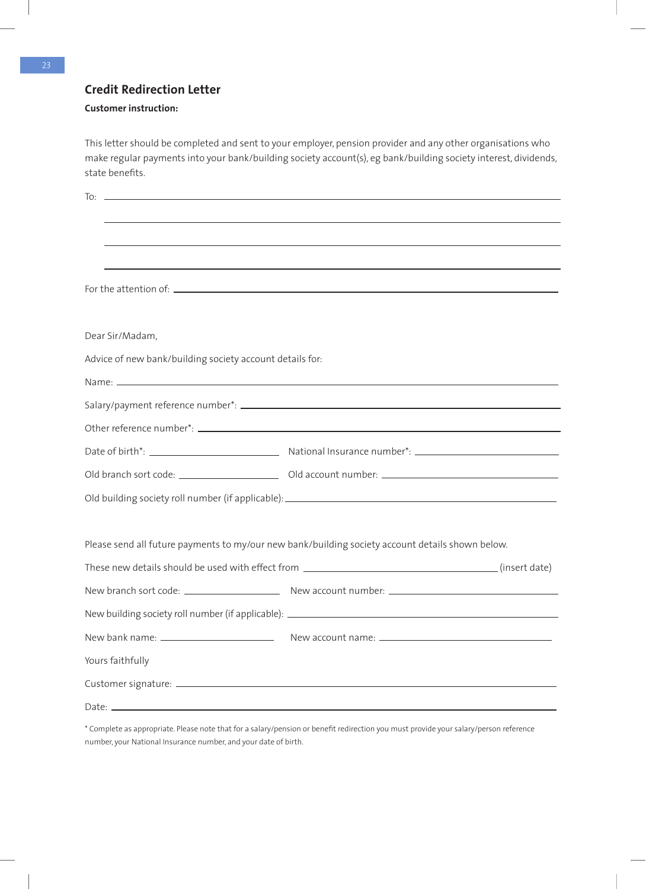## Credit Redirection Letter

**Customer instruction:**

This letter should be completed and sent to your employer, pension provider and any other organisations who make regular payments into your bank/building society account(s), eg bank/building society interest, dividends, state benefits.

To: ______________________________________________

______________________________________________

______________________________________________

______________________________________________

For the attention of: ______________________________________________

Dear Sir/Madam,

Advice of new bank/building society account details for:

Name: ______________________________________________

Salary/payment reference number*: ______________________________________________

Other reference number*: ______________________________________________

Date of birth*: ____________________ National Insurance number*: ____________________

Old branch sort code: ____________________ Old account number: ____________________

Old building society roll number (if applicable): ______________________________________________

Please send all future payments to my/our new bank/building society account details shown below.

These new details should be used with effect from ______________________ (insert date)

New branch sort code: ____________________ New account number: ____________________

New building society roll number (if applicable): ______________________________________________

New bank name: ____________________ New account name: ____________________

Yours faithfully

Customer signature: ______________________________________________

Date: ______________________________________________

* Complete as appropriate. Please note that for a salary/pension or benefit redirection you must provide your salary/person reference number, your National Insurance number, and your date of birth.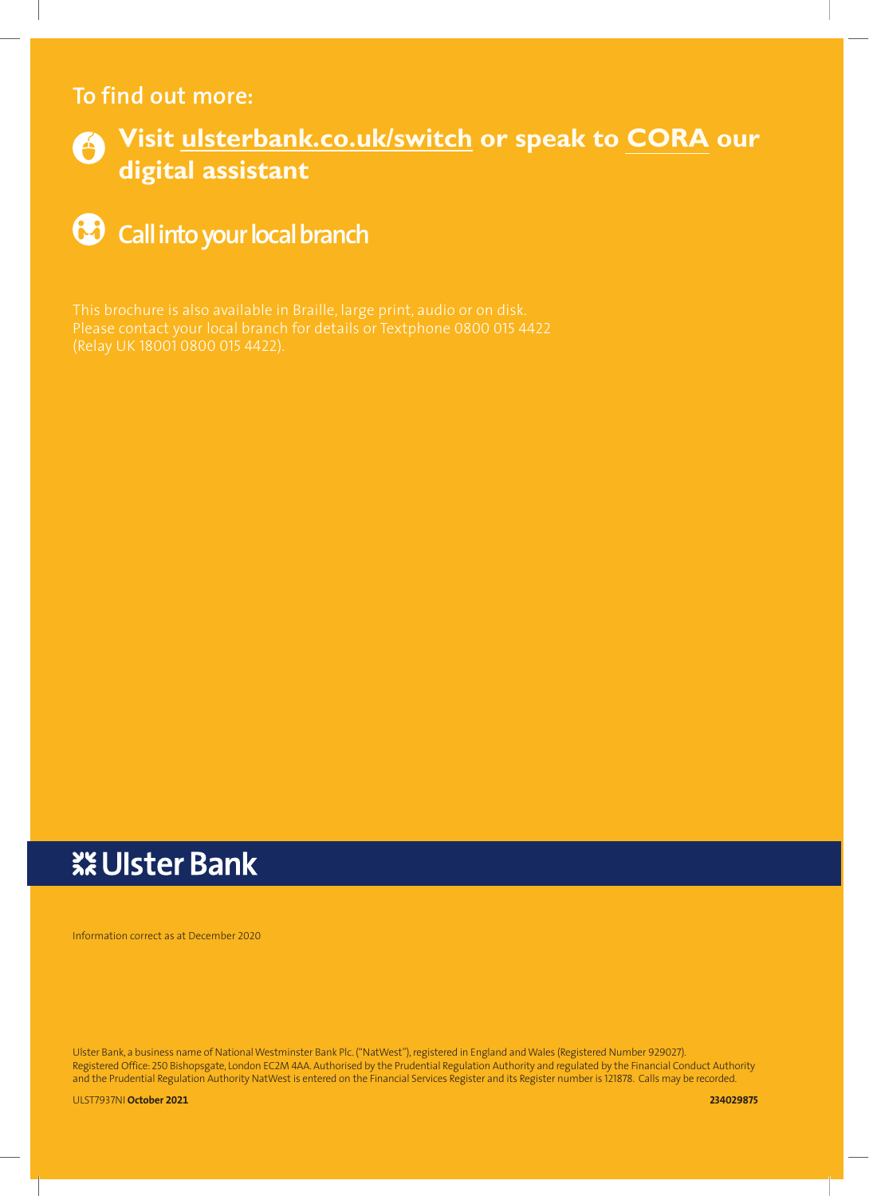## To find out more:

- **Visit ulsterbank.co.uk/switch or speak to CORA our digital assistant**
- **Call into your local branch**

This brochure is also available in Braille, large print, audio or on disk. Please contact your local branch for details or Textphone 0800 015 4422 (Relay UK 18001 0800 015 4422).

Ulster Bank

Information correct as at December 2020

Ulster Bank, a business name of National Westminster Bank Plc. ("NatWest"), registered in England and Wales (Registered Number 929027). Registered Office: 250 Bishopsgate, London EC2M 4AA. Authorised by the Prudential Regulation Authority and regulated by the Financial Conduct Authority and the Prudential Regulation Authority NatWest is entered on the Financial Services Register and its Register number is 121878. Calls may be recorded.

ULST7937NI **October 2021** **234029875**